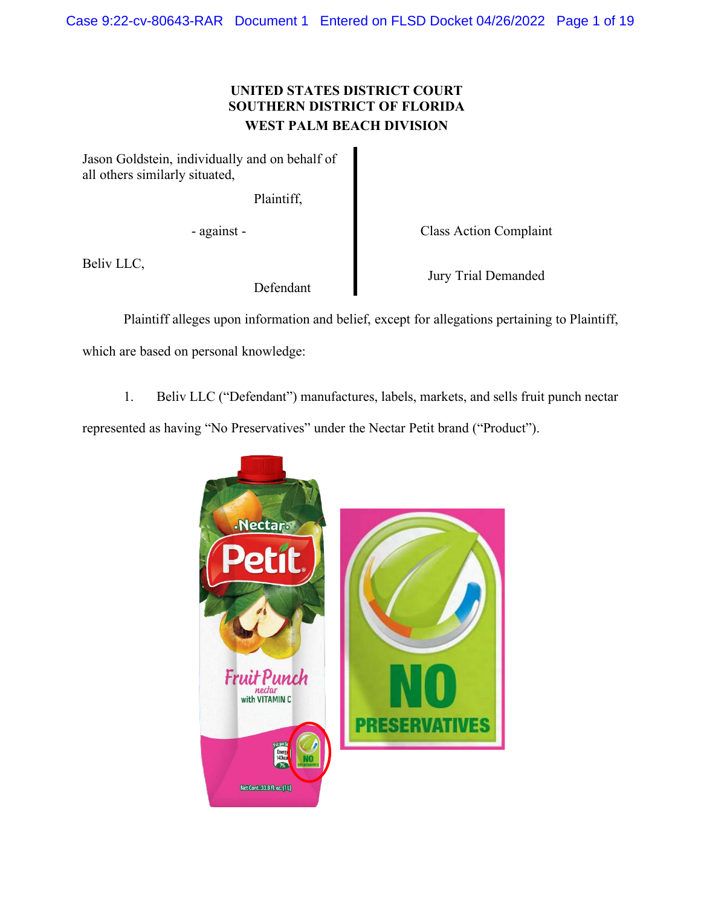# UNITED STATES DISTRICT COURT
# SOUTHERN DISTRICT OF FLORIDA
## WEST PALM BEACH DIVISION

Jason Goldstein, individually and on behalf of all others similarly situated,

Plaintiff,

\- against -

Beliv LLC,

Defendant

Class Action Complaint

Jury Trial Demanded

Plaintiff alleges upon information and belief, except for allegations pertaining to Plaintiff, which are based on personal knowledge:

1. Beliv LLC ("Defendant") manufactures, labels, markets, and sells fruit punch nectar represented as having "No Preservatives" under the Nectar Petit brand ("Product").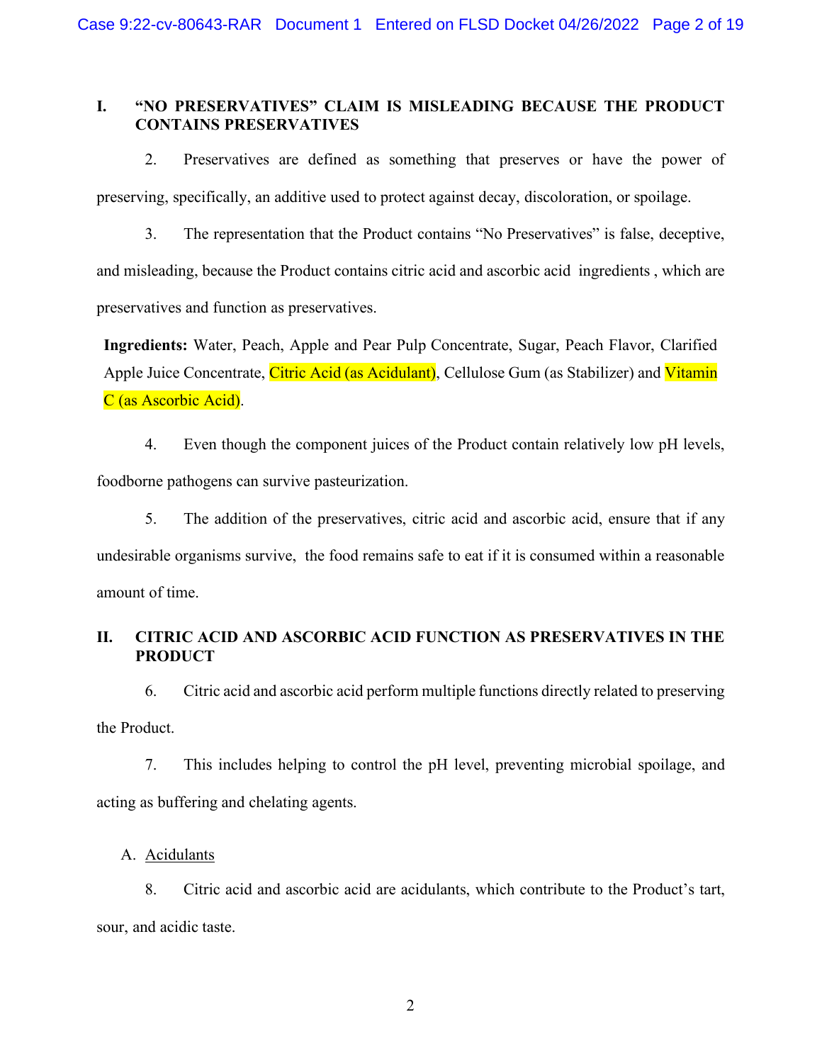## I. "NO PRESERVATIVES" CLAIM IS MISLEADING BECAUSE THE PRODUCT CONTAINS PRESERVATIVES

2. Preservatives are defined as something that preserves or have the power of preserving, specifically, an additive used to protect against decay, discoloration, or spoilage.

3. The representation that the Product contains "No Preservatives" is false, deceptive, and misleading, because the Product contains citric acid and ascorbic acid ingredients , which are preservatives and function as preservatives.

**Ingredients:** Water, Peach, Apple and Pear Pulp Concentrate, Sugar, Peach Flavor, Clarified Apple Juice Concentrate, Citric Acid (as Acidulant), Cellulose Gum (as Stabilizer) and Vitamin C (as Ascorbic Acid).

4. Even though the component juices of the Product contain relatively low pH levels, foodborne pathogens can survive pasteurization.

5. The addition of the preservatives, citric acid and ascorbic acid, ensure that if any undesirable organisms survive, the food remains safe to eat if it is consumed within a reasonable amount of time.

## II. CITRIC ACID AND ASCORBIC ACID FUNCTION AS PRESERVATIVES IN THE PRODUCT

6. Citric acid and ascorbic acid perform multiple functions directly related to preserving the Product.

7. This includes helping to control the pH level, preventing microbial spoilage, and acting as buffering and chelating agents.

### A. Acidulants

8. Citric acid and ascorbic acid are acidulants, which contribute to the Product's tart, sour, and acidic taste.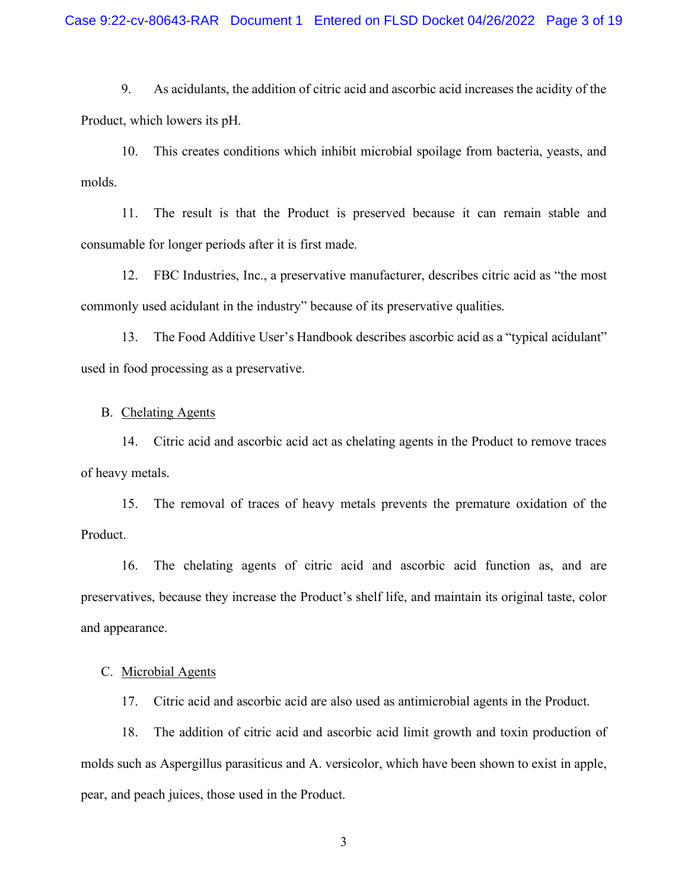9. As acidulants, the addition of citric acid and ascorbic acid increases the acidity of the Product, which lowers its pH.

10. This creates conditions which inhibit microbial spoilage from bacteria, yeasts, and molds.

11. The result is that the Product is preserved because it can remain stable and consumable for longer periods after it is first made.

12. FBC Industries, Inc., a preservative manufacturer, describes citric acid as "the most commonly used acidulant in the industry" because of its preservative qualities.

13. The Food Additive User's Handbook describes ascorbic acid as a "typical acidulant" used in food processing as a preservative.

B. Chelating Agents

14. Citric acid and ascorbic acid act as chelating agents in the Product to remove traces of heavy metals.

15. The removal of traces of heavy metals prevents the premature oxidation of the Product.

16. The chelating agents of citric acid and ascorbic acid function as, and are preservatives, because they increase the Product's shelf life, and maintain its original taste, color and appearance.

C. Microbial Agents

17. Citric acid and ascorbic acid are also used as antimicrobial agents in the Product.

18. The addition of citric acid and ascorbic acid limit growth and toxin production of molds such as Aspergillus parasiticus and A. versicolor, which have been shown to exist in apple, pear, and peach juices, those used in the Product.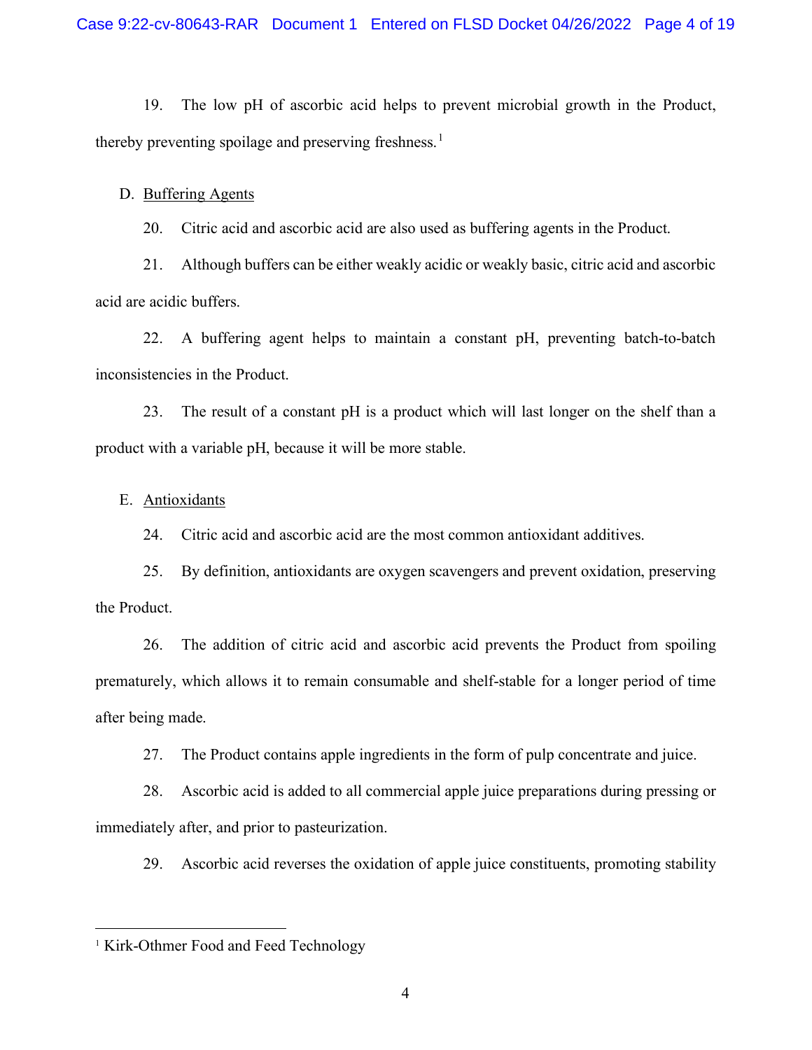19. The low pH of ascorbic acid helps to prevent microbial growth in the Product, thereby preventing spoilage and preserving freshness.[1]

D. Buffering Agents

20. Citric acid and ascorbic acid are also used as buffering agents in the Product.

21. Although buffers can be either weakly acidic or weakly basic, citric acid and ascorbic acid are acidic buffers.

22. A buffering agent helps to maintain a constant pH, preventing batch-to-batch inconsistencies in the Product.

23. The result of a constant pH is a product which will last longer on the shelf than a product with a variable pH, because it will be more stable.

E. Antioxidants

24. Citric acid and ascorbic acid are the most common antioxidant additives.

25. By definition, antioxidants are oxygen scavengers and prevent oxidation, preserving the Product.

26. The addition of citric acid and ascorbic acid prevents the Product from spoiling prematurely, which allows it to remain consumable and shelf-stable for a longer period of time after being made.

27. The Product contains apple ingredients in the form of pulp concentrate and juice.

28. Ascorbic acid is added to all commercial apple juice preparations during pressing or immediately after, and prior to pasteurization.

29. Ascorbic acid reverses the oxidation of apple juice constituents, promoting stability

---

[1] Kirk-Othmer Food and Feed Technology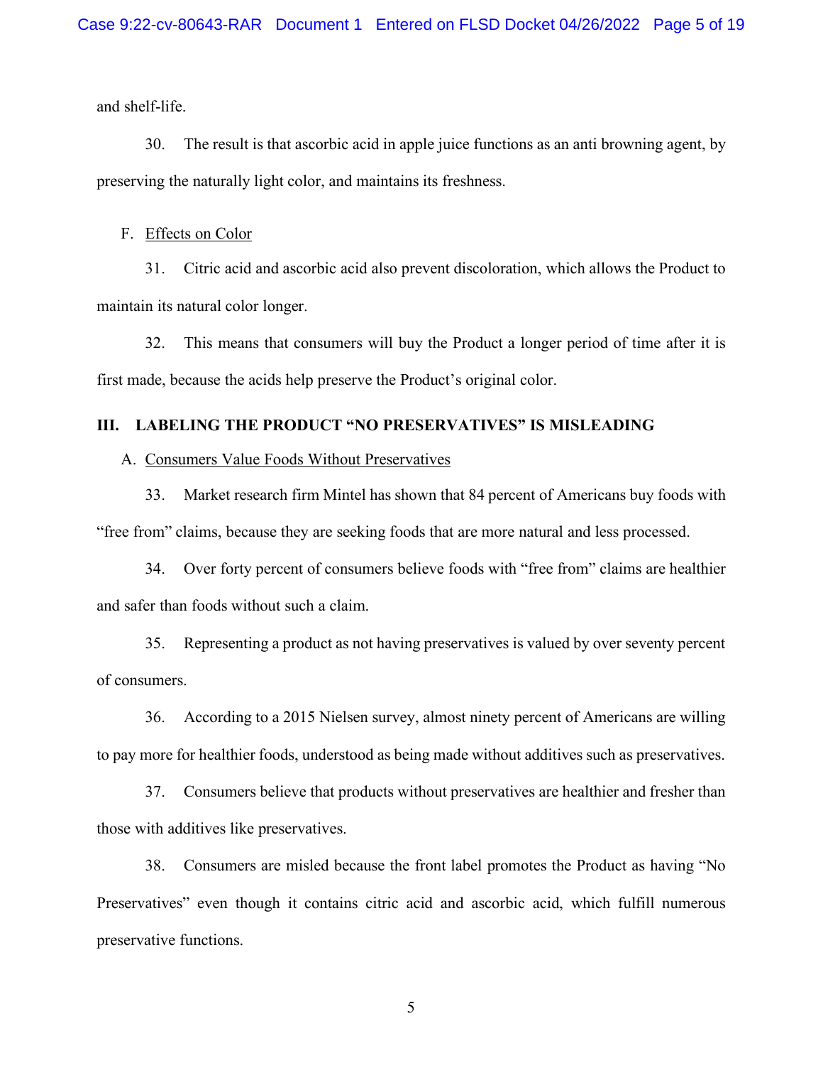and shelf-life.

30. The result is that ascorbic acid in apple juice functions as an anti browning agent, by preserving the naturally light color, and maintains its freshness.

F. Effects on Color

31. Citric acid and ascorbic acid also prevent discoloration, which allows the Product to maintain its natural color longer.

32. This means that consumers will buy the Product a longer period of time after it is first made, because the acids help preserve the Product's original color.

## III. LABELING THE PRODUCT "NO PRESERVATIVES" IS MISLEADING

A. Consumers Value Foods Without Preservatives

33. Market research firm Mintel has shown that 84 percent of Americans buy foods with "free from" claims, because they are seeking foods that are more natural and less processed.

34. Over forty percent of consumers believe foods with "free from" claims are healthier and safer than foods without such a claim.

35. Representing a product as not having preservatives is valued by over seventy percent of consumers.

36. According to a 2015 Nielsen survey, almost ninety percent of Americans are willing to pay more for healthier foods, understood as being made without additives such as preservatives.

37. Consumers believe that products without preservatives are healthier and fresher than those with additives like preservatives.

38. Consumers are misled because the front label promotes the Product as having "No Preservatives" even though it contains citric acid and ascorbic acid, which fulfill numerous preservative functions.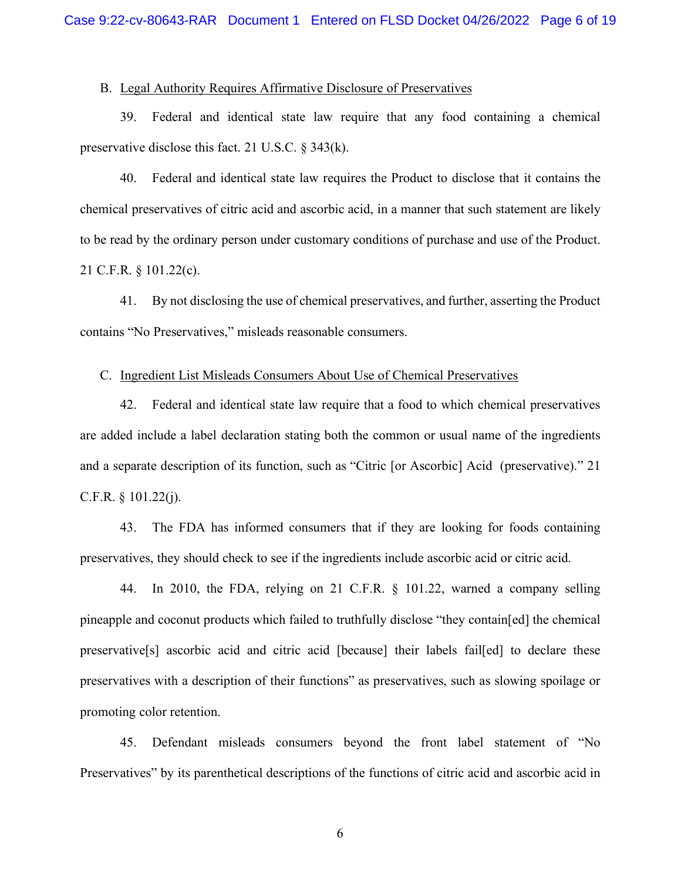B. Legal Authority Requires Affirmative Disclosure of Preservatives

39. Federal and identical state law require that any food containing a chemical preservative disclose this fact. 21 U.S.C. § 343(k).

40. Federal and identical state law requires the Product to disclose that it contains the chemical preservatives of citric acid and ascorbic acid, in a manner that such statement are likely to be read by the ordinary person under customary conditions of purchase and use of the Product. 21 C.F.R. § 101.22(c).

41. By not disclosing the use of chemical preservatives, and further, asserting the Product contains "No Preservatives," misleads reasonable consumers.

C. Ingredient List Misleads Consumers About Use of Chemical Preservatives

42. Federal and identical state law require that a food to which chemical preservatives are added include a label declaration stating both the common or usual name of the ingredients and a separate description of its function, such as "Citric [or Ascorbic] Acid (preservative)." 21 C.F.R. § 101.22(j).

43. The FDA has informed consumers that if they are looking for foods containing preservatives, they should check to see if the ingredients include ascorbic acid or citric acid.

44. In 2010, the FDA, relying on 21 C.F.R. § 101.22, warned a company selling pineapple and coconut products which failed to truthfully disclose "they contain[ed] the chemical preservative[s] ascorbic acid and citric acid [because] their labels fail[ed] to declare these preservatives with a description of their functions" as preservatives, such as slowing spoilage or promoting color retention.

45. Defendant misleads consumers beyond the front label statement of "No Preservatives" by its parenthetical descriptions of the functions of citric acid and ascorbic acid in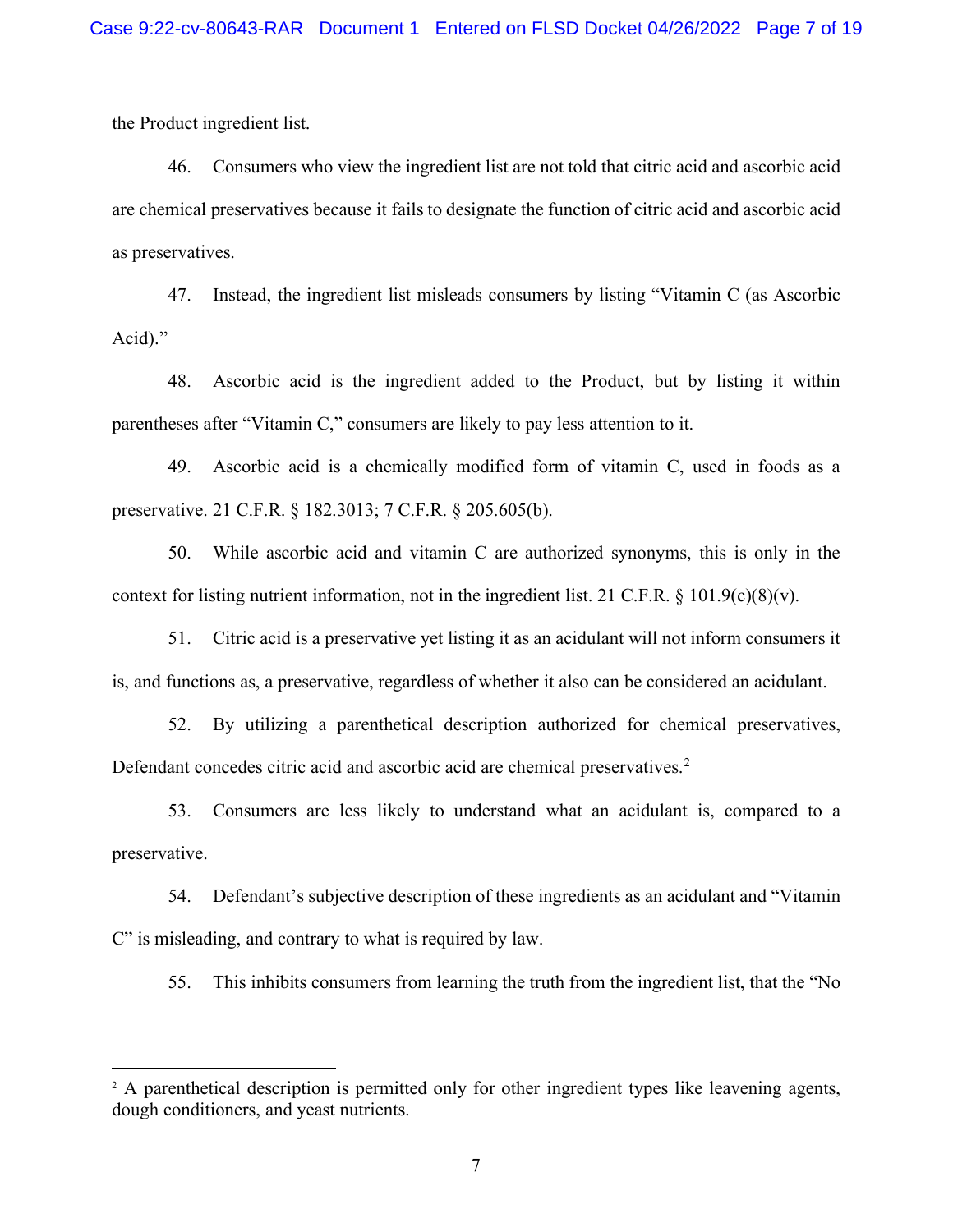the Product ingredient list.

46. Consumers who view the ingredient list are not told that citric acid and ascorbic acid are chemical preservatives because it fails to designate the function of citric acid and ascorbic acid as preservatives.

47. Instead, the ingredient list misleads consumers by listing "Vitamin C (as Ascorbic Acid)."

48. Ascorbic acid is the ingredient added to the Product, but by listing it within parentheses after "Vitamin C," consumers are likely to pay less attention to it.

49. Ascorbic acid is a chemically modified form of vitamin C, used in foods as a preservative. 21 C.F.R. § 182.3013; 7 C.F.R. § 205.605(b).

50. While ascorbic acid and vitamin C are authorized synonyms, this is only in the context for listing nutrient information, not in the ingredient list. 21 C.F.R. § 101.9(c)(8)(v).

51. Citric acid is a preservative yet listing it as an acidulant will not inform consumers it is, and functions as, a preservative, regardless of whether it also can be considered an acidulant.

52. By utilizing a parenthetical description authorized for chemical preservatives, Defendant concedes citric acid and ascorbic acid are chemical preservatives.[2]

53. Consumers are less likely to understand what an acidulant is, compared to a preservative.

54. Defendant's subjective description of these ingredients as an acidulant and "Vitamin C" is misleading, and contrary to what is required by law.

55. This inhibits consumers from learning the truth from the ingredient list, that the "No

---

[2] A parenthetical description is permitted only for other ingredient types like leavening agents, dough conditioners, and yeast nutrients.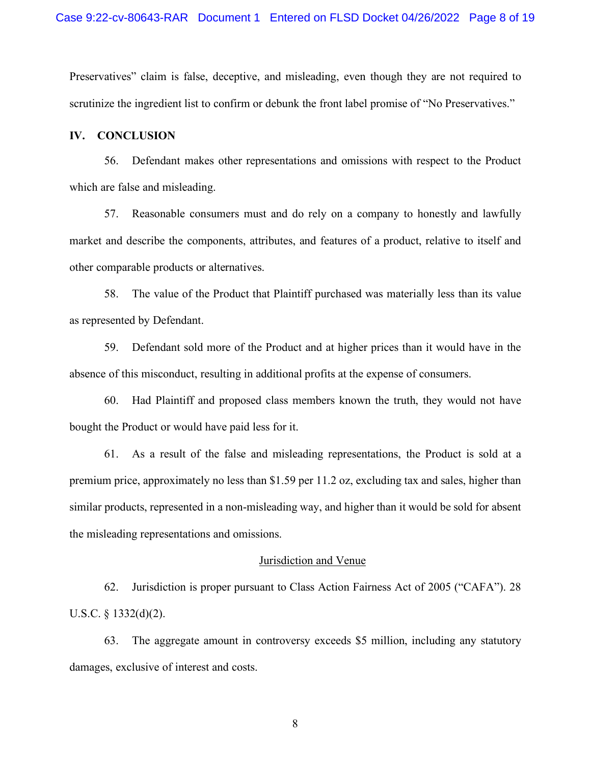Preservatives" claim is false, deceptive, and misleading, even though they are not required to scrutinize the ingredient list to confirm or debunk the front label promise of "No Preservatives."

## IV. CONCLUSION

56. Defendant makes other representations and omissions with respect to the Product which are false and misleading.

57. Reasonable consumers must and do rely on a company to honestly and lawfully market and describe the components, attributes, and features of a product, relative to itself and other comparable products or alternatives.

58. The value of the Product that Plaintiff purchased was materially less than its value as represented by Defendant.

59. Defendant sold more of the Product and at higher prices than it would have in the absence of this misconduct, resulting in additional profits at the expense of consumers.

60. Had Plaintiff and proposed class members known the truth, they would not have bought the Product or would have paid less for it.

61. As a result of the false and misleading representations, the Product is sold at a premium price, approximately no less than $1.59 per 11.2 oz, excluding tax and sales, higher than similar products, represented in a non-misleading way, and higher than it would be sold for absent the misleading representations and omissions.

### Jurisdiction and Venue

62. Jurisdiction is proper pursuant to Class Action Fairness Act of 2005 ("CAFA"). 28 U.S.C. § 1332(d)(2).

63. The aggregate amount in controversy exceeds $5 million, including any statutory damages, exclusive of interest and costs.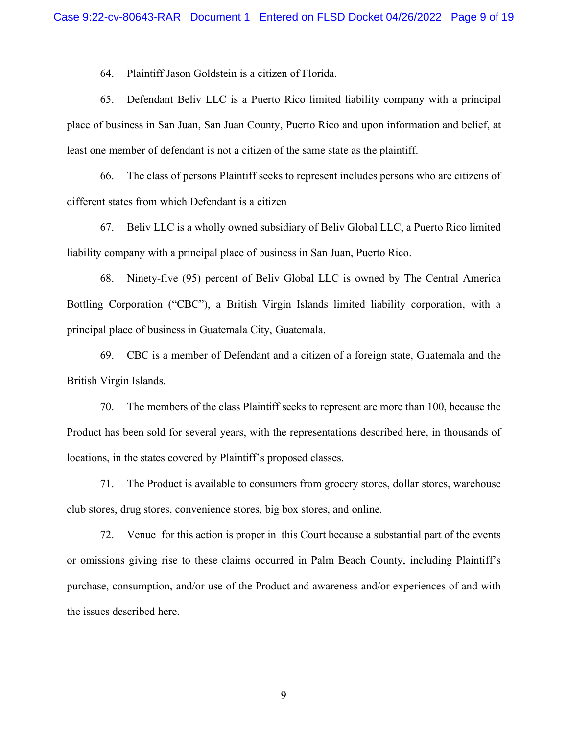64. Plaintiff Jason Goldstein is a citizen of Florida.

65. Defendant Beliv LLC is a Puerto Rico limited liability company with a principal place of business in San Juan, San Juan County, Puerto Rico and upon information and belief, at least one member of defendant is not a citizen of the same state as the plaintiff.

66. The class of persons Plaintiff seeks to represent includes persons who are citizens of different states from which Defendant is a citizen

67. Beliv LLC is a wholly owned subsidiary of Beliv Global LLC, a Puerto Rico limited liability company with a principal place of business in San Juan, Puerto Rico.

68. Ninety-five (95) percent of Beliv Global LLC is owned by The Central America Bottling Corporation ("CBC"), a British Virgin Islands limited liability corporation, with a principal place of business in Guatemala City, Guatemala.

69. CBC is a member of Defendant and a citizen of a foreign state, Guatemala and the British Virgin Islands.

70. The members of the class Plaintiff seeks to represent are more than 100, because the Product has been sold for several years, with the representations described here, in thousands of locations, in the states covered by Plaintiff's proposed classes.

71. The Product is available to consumers from grocery stores, dollar stores, warehouse club stores, drug stores, convenience stores, big box stores, and online.

72. Venue for this action is proper in this Court because a substantial part of the events or omissions giving rise to these claims occurred in Palm Beach County, including Plaintiff's purchase, consumption, and/or use of the Product and awareness and/or experiences of and with the issues described here.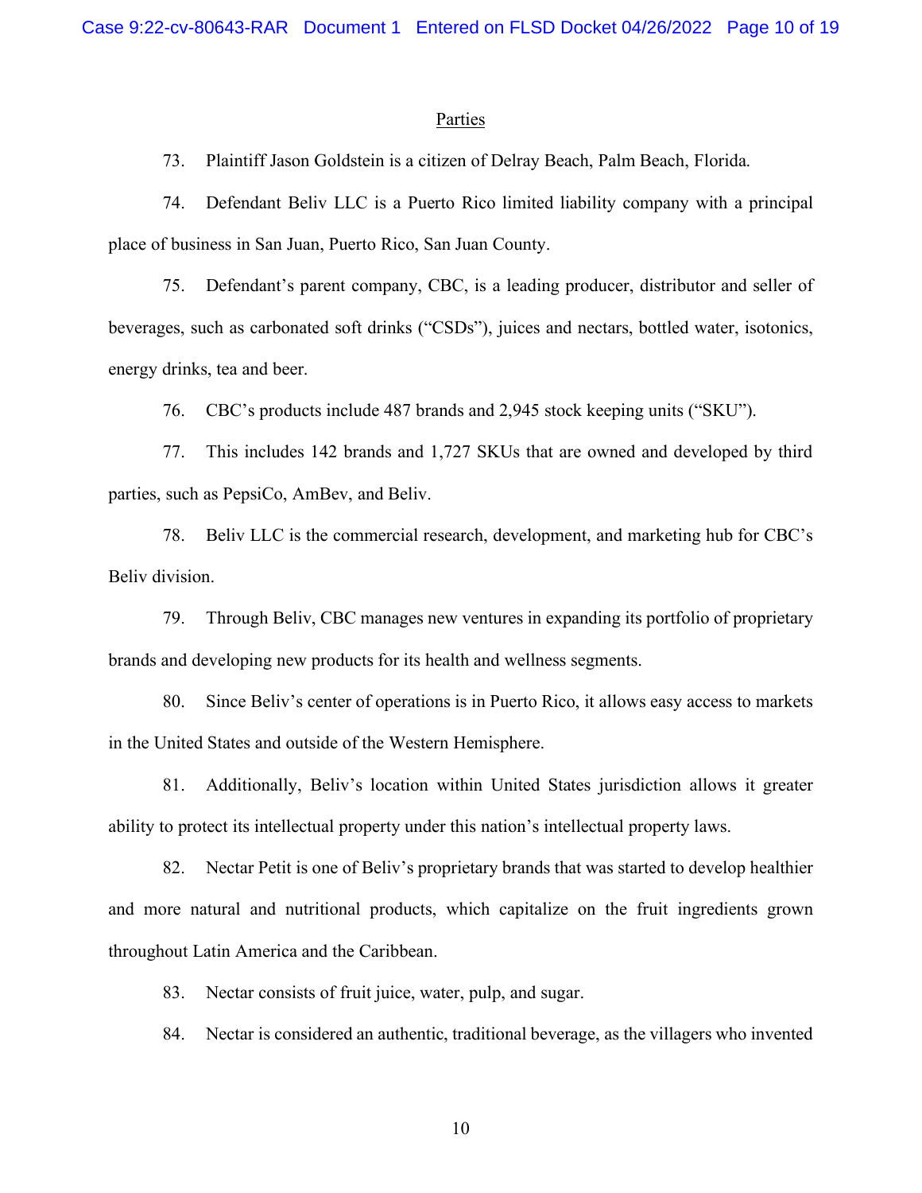## Parties

73. Plaintiff Jason Goldstein is a citizen of Delray Beach, Palm Beach, Florida.

74. Defendant Beliv LLC is a Puerto Rico limited liability company with a principal place of business in San Juan, Puerto Rico, San Juan County.

75. Defendant's parent company, CBC, is a leading producer, distributor and seller of beverages, such as carbonated soft drinks ("CSDs"), juices and nectars, bottled water, isotonics, energy drinks, tea and beer.

76. CBC's products include 487 brands and 2,945 stock keeping units ("SKU").

77. This includes 142 brands and 1,727 SKUs that are owned and developed by third parties, such as PepsiCo, AmBev, and Beliv.

78. Beliv LLC is the commercial research, development, and marketing hub for CBC's Beliv division.

79. Through Beliv, CBC manages new ventures in expanding its portfolio of proprietary brands and developing new products for its health and wellness segments.

80. Since Beliv's center of operations is in Puerto Rico, it allows easy access to markets in the United States and outside of the Western Hemisphere.

81. Additionally, Beliv's location within United States jurisdiction allows it greater ability to protect its intellectual property under this nation's intellectual property laws.

82. Nectar Petit is one of Beliv's proprietary brands that was started to develop healthier and more natural and nutritional products, which capitalize on the fruit ingredients grown throughout Latin America and the Caribbean.

83. Nectar consists of fruit juice, water, pulp, and sugar.

84. Nectar is considered an authentic, traditional beverage, as the villagers who invented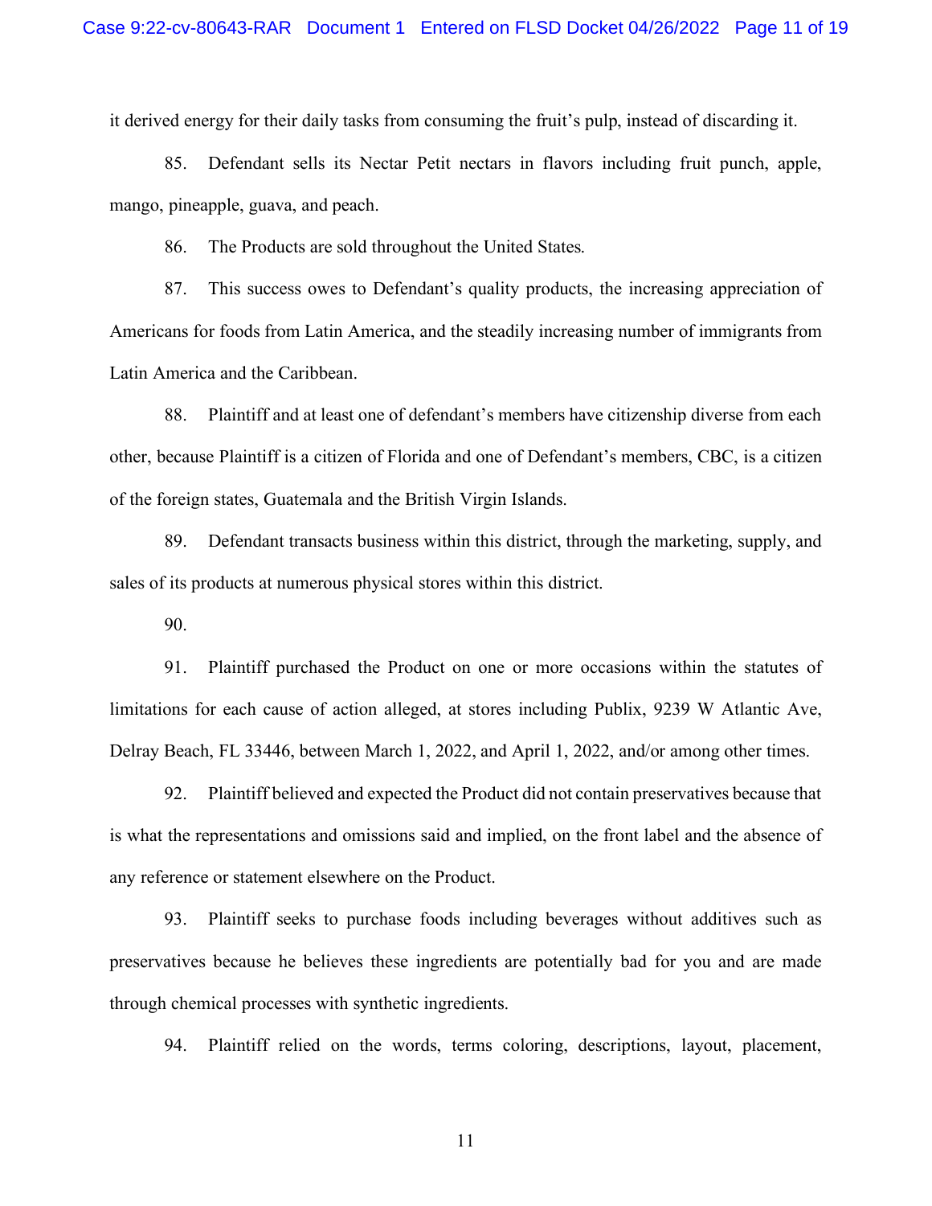it derived energy for their daily tasks from consuming the fruit's pulp, instead of discarding it.

85. Defendant sells its Nectar Petit nectars in flavors including fruit punch, apple, mango, pineapple, guava, and peach.

86. The Products are sold throughout the United States.

87. This success owes to Defendant's quality products, the increasing appreciation of Americans for foods from Latin America, and the steadily increasing number of immigrants from Latin America and the Caribbean.

88. Plaintiff and at least one of defendant's members have citizenship diverse from each other, because Plaintiff is a citizen of Florida and one of Defendant's members, CBC, is a citizen of the foreign states, Guatemala and the British Virgin Islands.

89. Defendant transacts business within this district, through the marketing, supply, and sales of its products at numerous physical stores within this district.

90.

91. Plaintiff purchased the Product on one or more occasions within the statutes of limitations for each cause of action alleged, at stores including Publix, 9239 W Atlantic Ave, Delray Beach, FL 33446, between March 1, 2022, and April 1, 2022, and/or among other times.

92. Plaintiff believed and expected the Product did not contain preservatives because that is what the representations and omissions said and implied, on the front label and the absence of any reference or statement elsewhere on the Product.

93. Plaintiff seeks to purchase foods including beverages without additives such as preservatives because he believes these ingredients are potentially bad for you and are made through chemical processes with synthetic ingredients.

94. Plaintiff relied on the words, terms coloring, descriptions, layout, placement,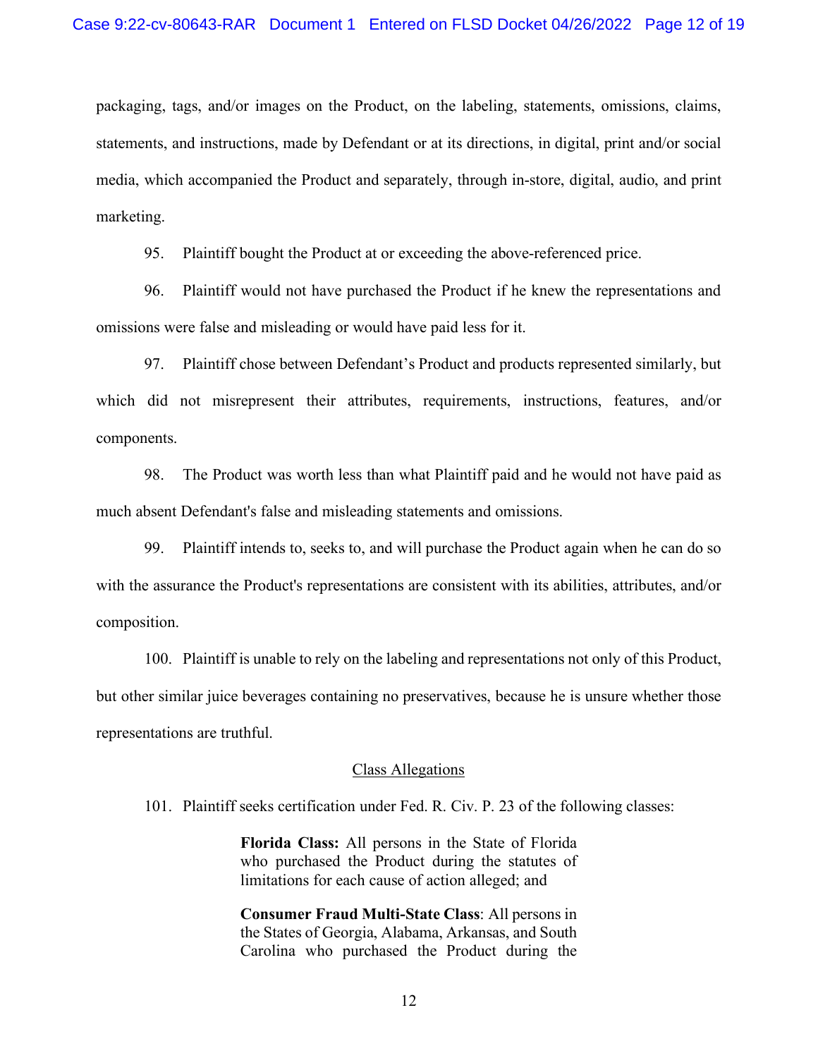packaging, tags, and/or images on the Product, on the labeling, statements, omissions, claims, statements, and instructions, made by Defendant or at its directions, in digital, print and/or social media, which accompanied the Product and separately, through in-store, digital, audio, and print marketing.

95. Plaintiff bought the Product at or exceeding the above-referenced price.

96. Plaintiff would not have purchased the Product if he knew the representations and omissions were false and misleading or would have paid less for it.

97. Plaintiff chose between Defendant's Product and products represented similarly, but which did not misrepresent their attributes, requirements, instructions, features, and/or components.

98. The Product was worth less than what Plaintiff paid and he would not have paid as much absent Defendant's false and misleading statements and omissions.

99. Plaintiff intends to, seeks to, and will purchase the Product again when he can do so with the assurance the Product's representations are consistent with its abilities, attributes, and/or composition.

100. Plaintiff is unable to rely on the labeling and representations not only of this Product, but other similar juice beverages containing no preservatives, because he is unsure whether those representations are truthful.

## Class Allegations

101. Plaintiff seeks certification under Fed. R. Civ. P. 23 of the following classes:

> **Florida Class:** All persons in the State of Florida who purchased the Product during the statutes of limitations for each cause of action alleged; and
>
> **Consumer Fraud Multi-State Class**: All persons in the States of Georgia, Alabama, Arkansas, and South Carolina who purchased the Product during the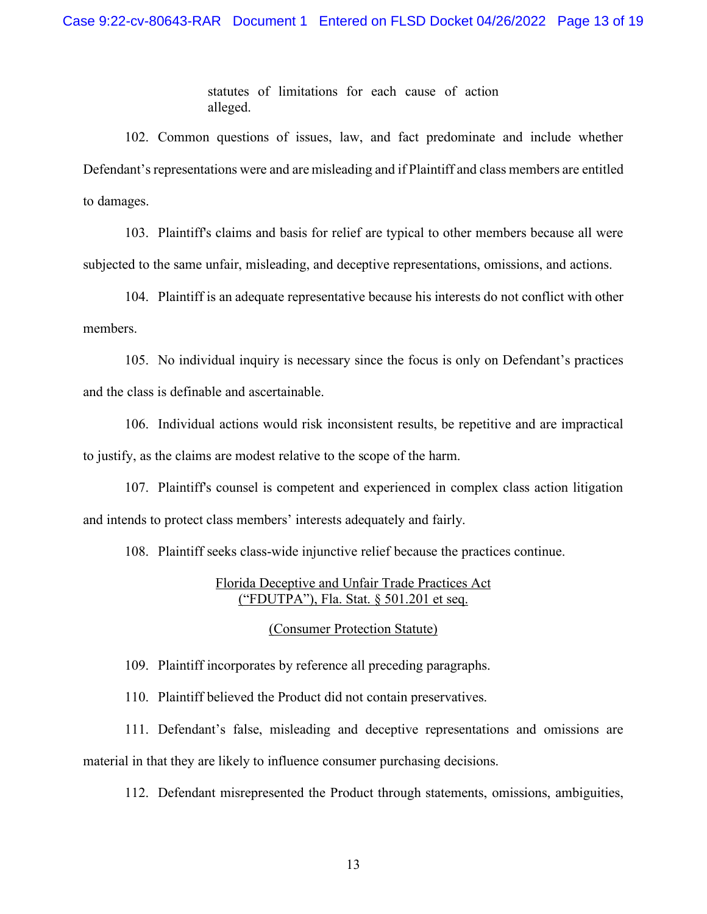statutes of limitations for each cause of action alleged.

102. Common questions of issues, law, and fact predominate and include whether Defendant's representations were and are misleading and if Plaintiff and class members are entitled to damages.

103. Plaintiff's claims and basis for relief are typical to other members because all were subjected to the same unfair, misleading, and deceptive representations, omissions, and actions.

104. Plaintiff is an adequate representative because his interests do not conflict with other members.

105. No individual inquiry is necessary since the focus is only on Defendant's practices and the class is definable and ascertainable.

106. Individual actions would risk inconsistent results, be repetitive and are impractical to justify, as the claims are modest relative to the scope of the harm.

107. Plaintiff's counsel is competent and experienced in complex class action litigation and intends to protect class members' interests adequately and fairly.

108. Plaintiff seeks class-wide injunctive relief because the practices continue.

<u>Florida Deceptive and Unfair Trade Practices Act</u>
<u>("FDUTPA"), Fla. Stat. § 501.201 et seq.</u>

<u>(Consumer Protection Statute)</u>

109. Plaintiff incorporates by reference all preceding paragraphs.

110. Plaintiff believed the Product did not contain preservatives.

111. Defendant's false, misleading and deceptive representations and omissions are material in that they are likely to influence consumer purchasing decisions.

112. Defendant misrepresented the Product through statements, omissions, ambiguities,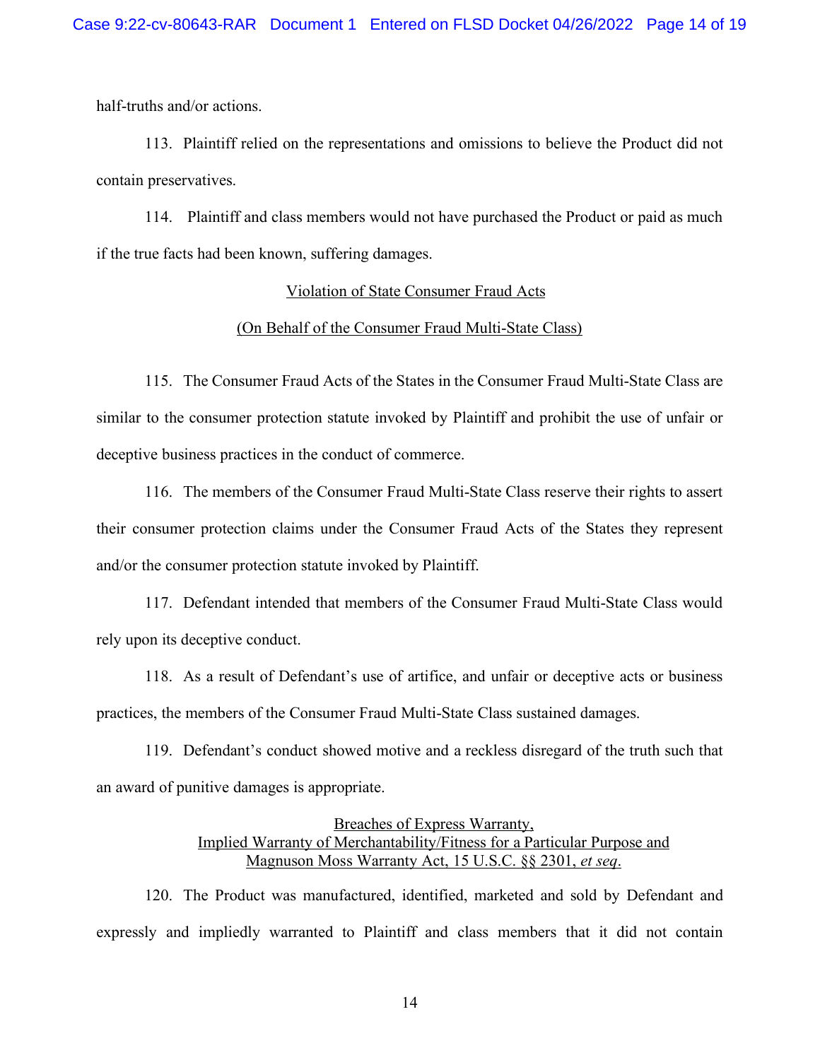half-truths and/or actions.

113. Plaintiff relied on the representations and omissions to believe the Product did not contain preservatives.

114. Plaintiff and class members would not have purchased the Product or paid as much if the true facts had been known, suffering damages.

<u>Violation of State Consumer Fraud Acts</u>

<u>(On Behalf of the Consumer Fraud Multi-State Class)</u>

115. The Consumer Fraud Acts of the States in the Consumer Fraud Multi-State Class are similar to the consumer protection statute invoked by Plaintiff and prohibit the use of unfair or deceptive business practices in the conduct of commerce.

116. The members of the Consumer Fraud Multi-State Class reserve their rights to assert their consumer protection claims under the Consumer Fraud Acts of the States they represent and/or the consumer protection statute invoked by Plaintiff.

117. Defendant intended that members of the Consumer Fraud Multi-State Class would rely upon its deceptive conduct.

118. As a result of Defendant's use of artifice, and unfair or deceptive acts or business practices, the members of the Consumer Fraud Multi-State Class sustained damages.

119. Defendant's conduct showed motive and a reckless disregard of the truth such that an award of punitive damages is appropriate.

<u>Breaches of Express Warranty,</u>
<u>Implied Warranty of Merchantability/Fitness for a Particular Purpose and</u>
<u>Magnuson Moss Warranty Act, 15 U.S.C. §§ 2301, *et seq*.</u>

120. The Product was manufactured, identified, marketed and sold by Defendant and expressly and impliedly warranted to Plaintiff and class members that it did not contain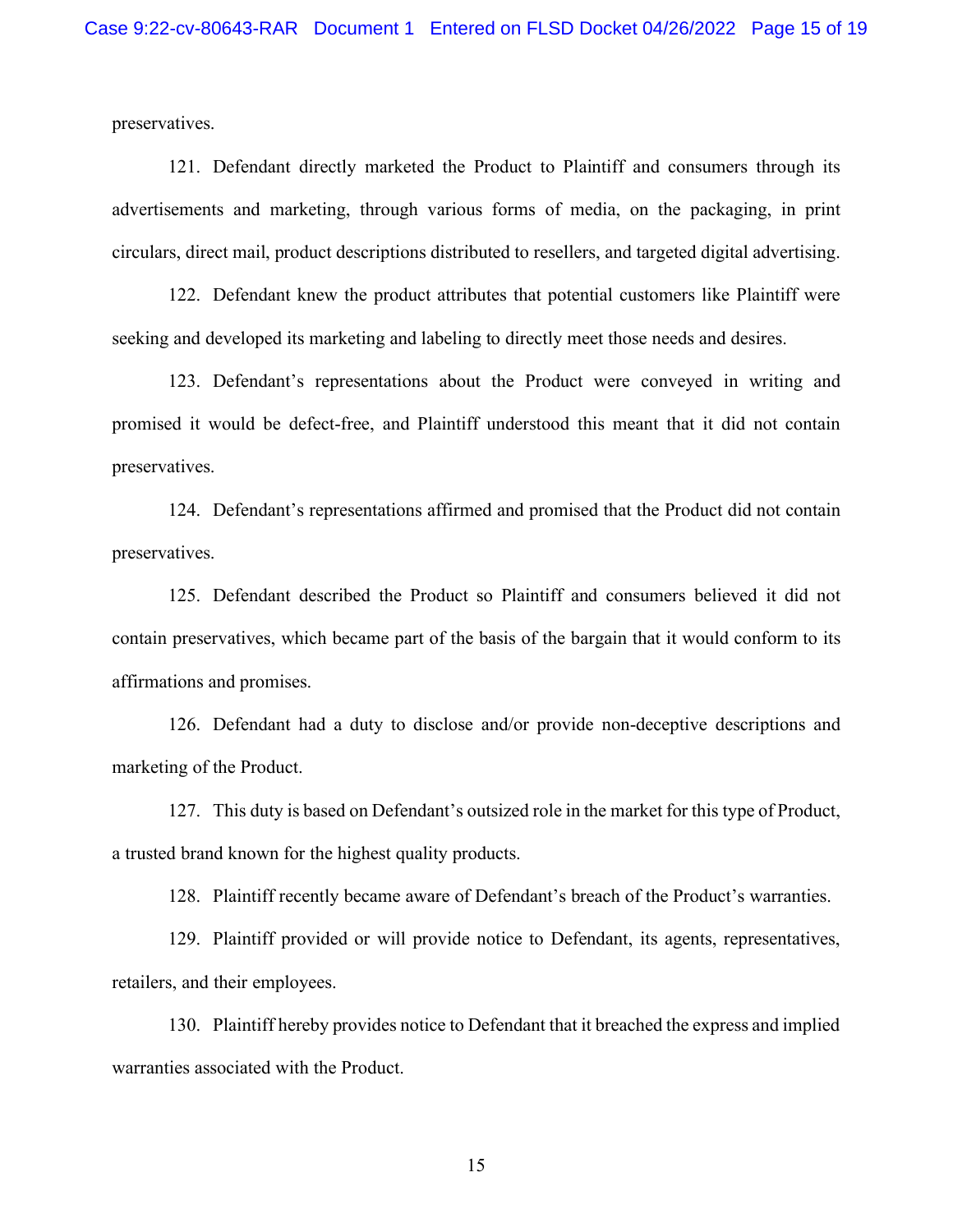preservatives.

121. Defendant directly marketed the Product to Plaintiff and consumers through its advertisements and marketing, through various forms of media, on the packaging, in print circulars, direct mail, product descriptions distributed to resellers, and targeted digital advertising.

122. Defendant knew the product attributes that potential customers like Plaintiff were seeking and developed its marketing and labeling to directly meet those needs and desires.

123. Defendant's representations about the Product were conveyed in writing and promised it would be defect-free, and Plaintiff understood this meant that it did not contain preservatives.

124. Defendant's representations affirmed and promised that the Product did not contain preservatives.

125. Defendant described the Product so Plaintiff and consumers believed it did not contain preservatives, which became part of the basis of the bargain that it would conform to its affirmations and promises.

126. Defendant had a duty to disclose and/or provide non-deceptive descriptions and marketing of the Product.

127. This duty is based on Defendant's outsized role in the market for this type of Product, a trusted brand known for the highest quality products.

128. Plaintiff recently became aware of Defendant's breach of the Product's warranties.

129. Plaintiff provided or will provide notice to Defendant, its agents, representatives, retailers, and their employees.

130. Plaintiff hereby provides notice to Defendant that it breached the express and implied warranties associated with the Product.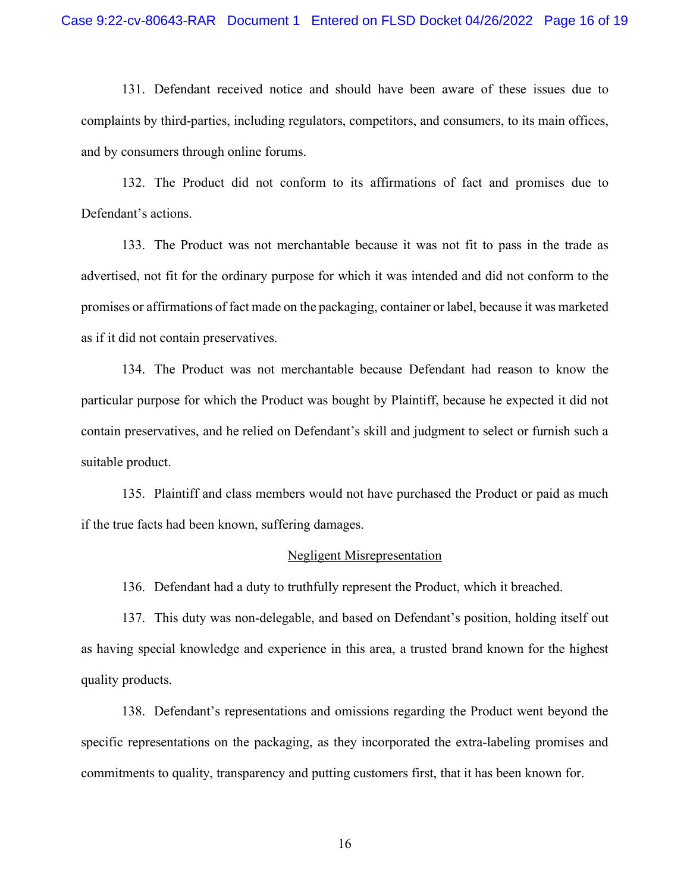131. Defendant received notice and should have been aware of these issues due to complaints by third-parties, including regulators, competitors, and consumers, to its main offices, and by consumers through online forums.

132. The Product did not conform to its affirmations of fact and promises due to Defendant's actions.

133. The Product was not merchantable because it was not fit to pass in the trade as advertised, not fit for the ordinary purpose for which it was intended and did not conform to the promises or affirmations of fact made on the packaging, container or label, because it was marketed as if it did not contain preservatives.

134. The Product was not merchantable because Defendant had reason to know the particular purpose for which the Product was bought by Plaintiff, because he expected it did not contain preservatives, and he relied on Defendant's skill and judgment to select or furnish such a suitable product.

135. Plaintiff and class members would not have purchased the Product or paid as much if the true facts had been known, suffering damages.

## Negligent Misrepresentation

136. Defendant had a duty to truthfully represent the Product, which it breached.

137. This duty was non-delegable, and based on Defendant's position, holding itself out as having special knowledge and experience in this area, a trusted brand known for the highest quality products.

138. Defendant's representations and omissions regarding the Product went beyond the specific representations on the packaging, as they incorporated the extra-labeling promises and commitments to quality, transparency and putting customers first, that it has been known for.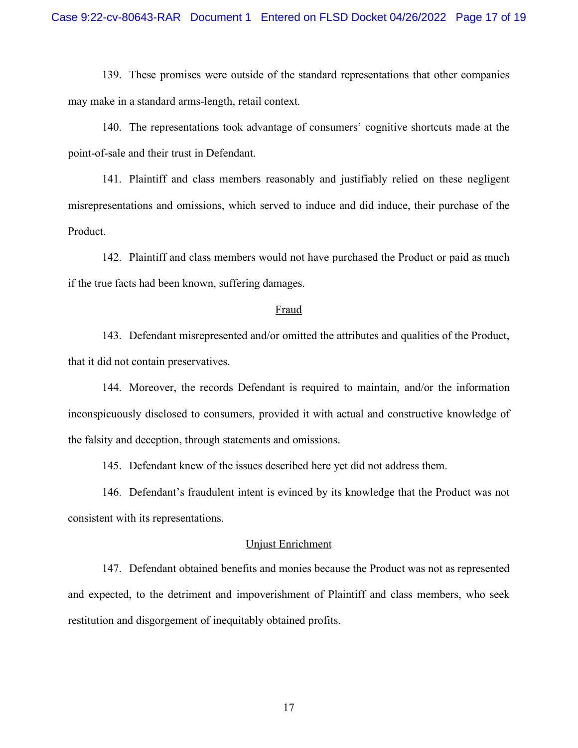139. These promises were outside of the standard representations that other companies may make in a standard arms-length, retail context.

140. The representations took advantage of consumers' cognitive shortcuts made at the point-of-sale and their trust in Defendant.

141. Plaintiff and class members reasonably and justifiably relied on these negligent misrepresentations and omissions, which served to induce and did induce, their purchase of the Product.

142. Plaintiff and class members would not have purchased the Product or paid as much if the true facts had been known, suffering damages.

<u>Fraud</u>

143. Defendant misrepresented and/or omitted the attributes and qualities of the Product, that it did not contain preservatives.

144. Moreover, the records Defendant is required to maintain, and/or the information inconspicuously disclosed to consumers, provided it with actual and constructive knowledge of the falsity and deception, through statements and omissions.

145. Defendant knew of the issues described here yet did not address them.

146. Defendant's fraudulent intent is evinced by its knowledge that the Product was not consistent with its representations.

<u>Unjust Enrichment</u>

147. Defendant obtained benefits and monies because the Product was not as represented and expected, to the detriment and impoverishment of Plaintiff and class members, who seek restitution and disgorgement of inequitably obtained profits.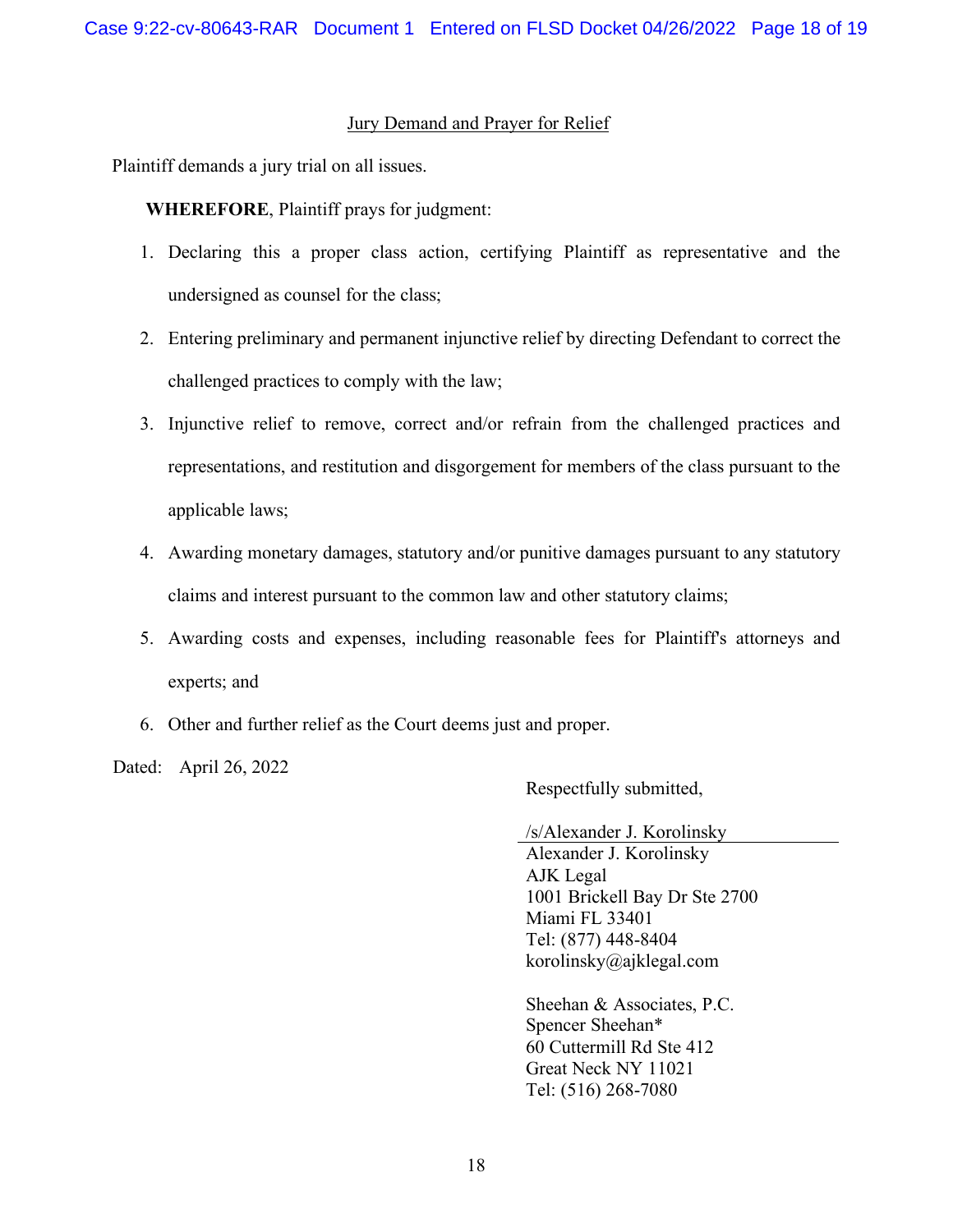## Jury Demand and Prayer for Relief

Plaintiff demands a jury trial on all issues.

**WHEREFORE**, Plaintiff prays for judgment:

1. Declaring this a proper class action, certifying Plaintiff as representative and the undersigned as counsel for the class;
2. Entering preliminary and permanent injunctive relief by directing Defendant to correct the challenged practices to comply with the law;
3. Injunctive relief to remove, correct and/or refrain from the challenged practices and representations, and restitution and disgorgement for members of the class pursuant to the applicable laws;
4. Awarding monetary damages, statutory and/or punitive damages pursuant to any statutory claims and interest pursuant to the common law and other statutory claims;
5. Awarding costs and expenses, including reasonable fees for Plaintiff's attorneys and experts; and
6. Other and further relief as the Court deems just and proper.

Dated: April 26, 2022

Respectfully submitted,

/s/Alexander J. Korolinsky
Alexander J. Korolinsky
AJK Legal
1001 Brickell Bay Dr Ste 2700
Miami FL 33401
Tel: (877) 448-8404
korolinsky@ajklegal.com

Sheehan & Associates, P.C.
Spencer Sheehan*
60 Cuttermill Rd Ste 412
Great Neck NY 11021
Tel: (516) 268-7080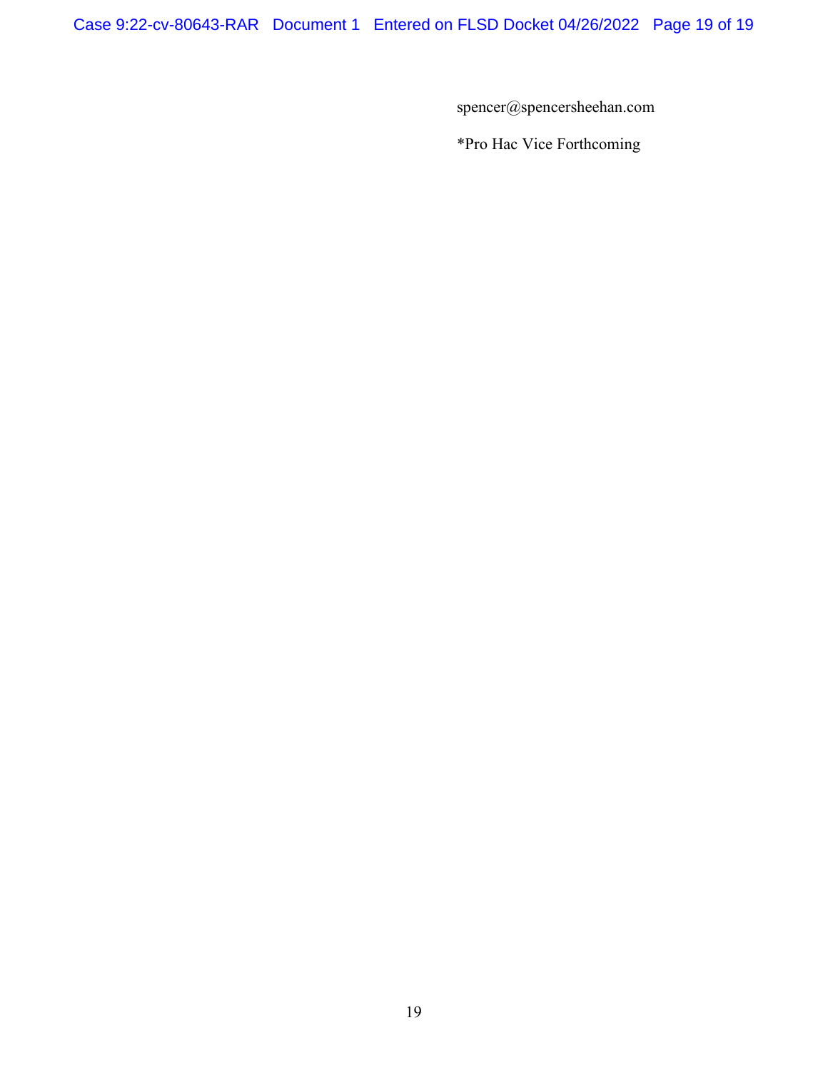spencer@spencersheehan.com

*Pro Hac Vice Forthcoming